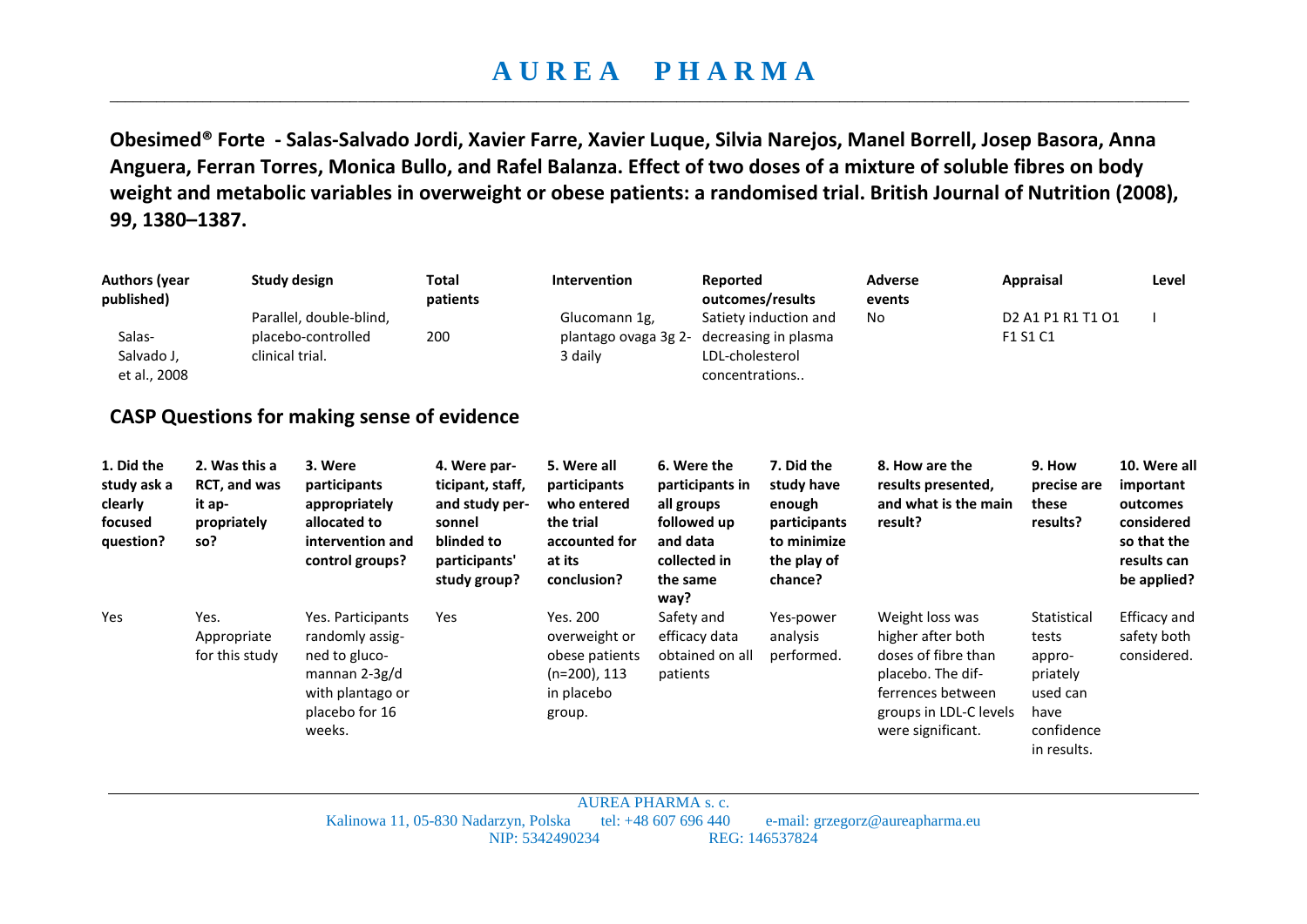# AUREA PHARMA

**Obesimed® Forte - Salas-Salvado Jordi, Xavier Farre, Xavier Luque, Silvia Narejos, Manel Borrell, Josep Basora, Anna Anguera, Ferran Torres, Monica Bullo, and Rafel Balanza. Effect of two doses of a mixture of soluble fibres on body weight and metabolic variables in overweight or obese patients: a randomised trial. British Journal of Nutrition (2008), 99, 1380–1387.**

| Authors (year published) | Study design | Total patients | Intervention | Reported outcomes/results | Adverse events | Appraisal | Level |
|---|---|---|---|---|---|---|---|
| Salas-Salvado J, et al., 2008 | Parallel, double-blind, placebo-controlled clinical trial. | 200 | Glucomann 1g, plantago ovaga 3g 2-3 daily | Satiety induction and decreasing in plasma LDL-cholesterol concentrations.. | No | D2 A1 P1 R1 T1 O1 F1 S1 C1 | I |

## CASP Questions for making sense of evidence

| 1. Did the study ask a clearly focused question? | 2. Was this a RCT, and was it appropriately so? | 3. Were participants appropriately allocated to intervention and control groups? | 4. Were participant, staff, and study personnel blinded to participants' study group? | 5. Were all participants who entered the trial accounted for at its conclusion? | 6. Were the participants in all groups followed up and data collected in the same way? | 7. Did the study have enough participants to minimize the play of chance? | 8. How are the results presented, and what is the main result? | 9. How precise are these results? | 10. Were all important outcomes considered so that the results can be applied? |
|---|---|---|---|---|---|---|---|---|---|
| Yes | Yes. Appropriate for this study | Yes. Participants randomly assigned to glucomannan 2-3g/d with plantago or placebo for 16 weeks. | Yes | Yes. 200 overweight or obese patients (n=200), 113 in placebo group. | Safety and efficacy data obtained on all patients | Yes-power analysis performed. | Weight loss was higher after both doses of fibre than placebo. The differences between groups in LDL-C levels were significant. | Statistical tests appropriately used can have confidence in results. | Efficacy and safety both considered. |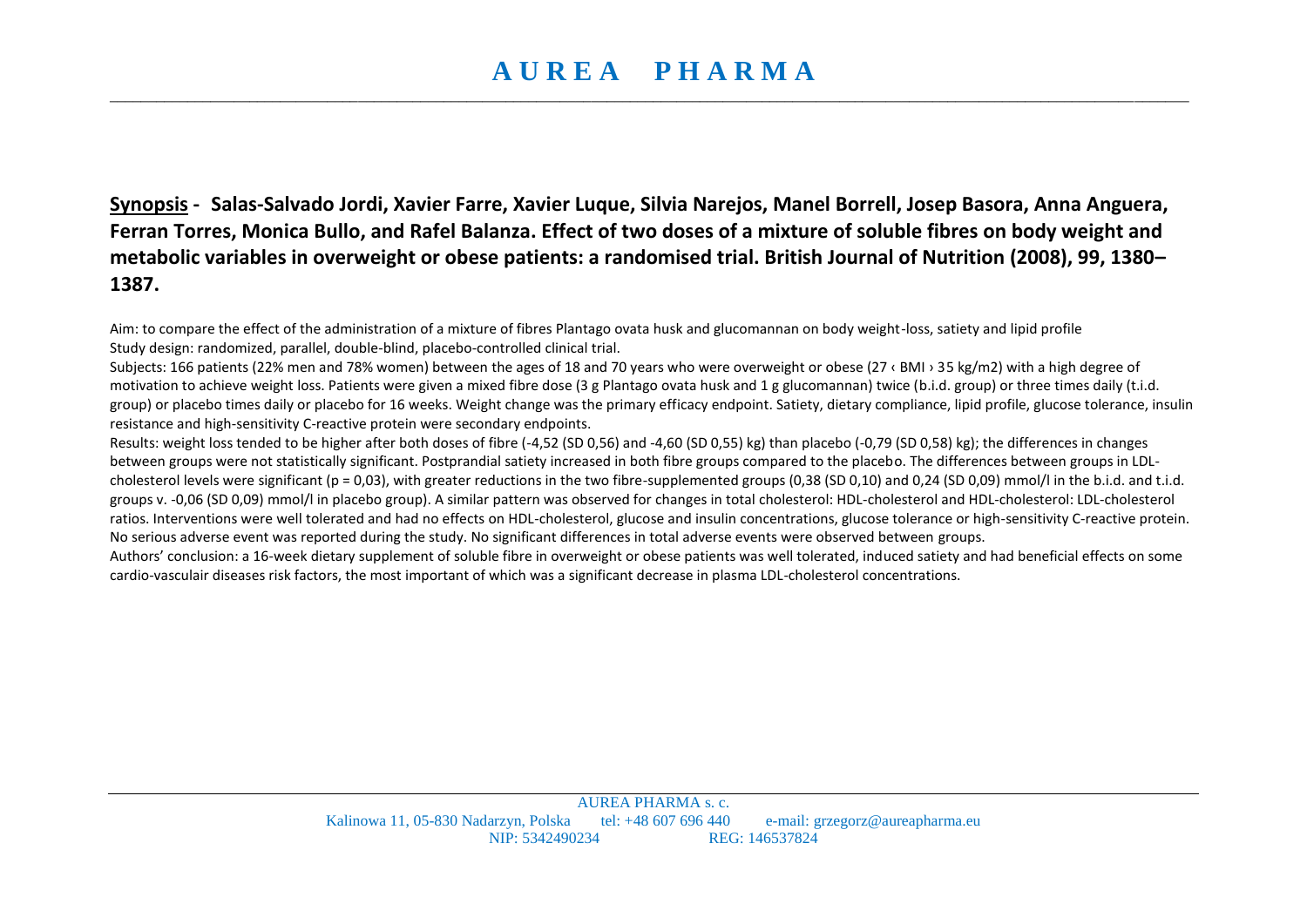**<u>Synopsis</u> - Salas-Salvado Jordi, Xavier Farre, Xavier Luque, Silvia Narejos, Manel Borrell, Josep Basora, Anna Anguera, Ferran Torres, Monica Bullo, and Rafel Balanza. Effect of two doses of a mixture of soluble fibres on body weight and metabolic variables in overweight or obese patients: a randomised trial. British Journal of Nutrition (2008), 99, 1380–1387.**

Aim: to compare the effect of the administration of a mixture of fibres Plantago ovata husk and glucomannan on body weight-loss, satiety and lipid profile
Study design: randomized, parallel, double-blind, placebo-controlled clinical trial.
Subjects: 166 patients (22% men and 78% women) between the ages of 18 and 70 years who were overweight or obese (27 ‹ BMI › 35 kg/m2) with a high degree of motivation to achieve weight loss. Patients were given a mixed fibre dose (3 g Plantago ovata husk and 1 g glucomannan) twice (b.i.d. group) or three times daily (t.i.d. group) or placebo times daily or placebo for 16 weeks. Weight change was the primary efficacy endpoint. Satiety, dietary compliance, lipid profile, glucose tolerance, insulin resistance and high-sensitivity C-reactive protein were secondary endpoints.
Results: weight loss tended to be higher after both doses of fibre (-4,52 (SD 0,56) and -4,60 (SD 0,55) kg) than placebo (-0,79 (SD 0,58) kg); the differences in changes between groups were not statistically significant. Postprandial satiety increased in both fibre groups compared to the placebo. The differences between groups in LDL-cholesterol levels were significant (p = 0,03), with greater reductions in the two fibre-supplemented groups (0,38 (SD 0,10) and 0,24 (SD 0,09) mmol/l in the b.i.d. and t.i.d. groups v. -0,06 (SD 0,09) mmol/l in placebo group). A similar pattern was observed for changes in total cholesterol: HDL-cholesterol and HDL-cholesterol: LDL-cholesterol ratios. Interventions were well tolerated and had no effects on HDL-cholesterol, glucose and insulin concentrations, glucose tolerance or high-sensitivity C-reactive protein. No serious adverse event was reported during the study. No significant differences in total adverse events were observed between groups.
Authors' conclusion: a 16-week dietary supplement of soluble fibre in overweight or obese patients was well tolerated, induced satiety and had beneficial effects on some cardio-vasculair diseases risk factors, the most important of which was a significant decrease in plasma LDL-cholesterol concentrations.